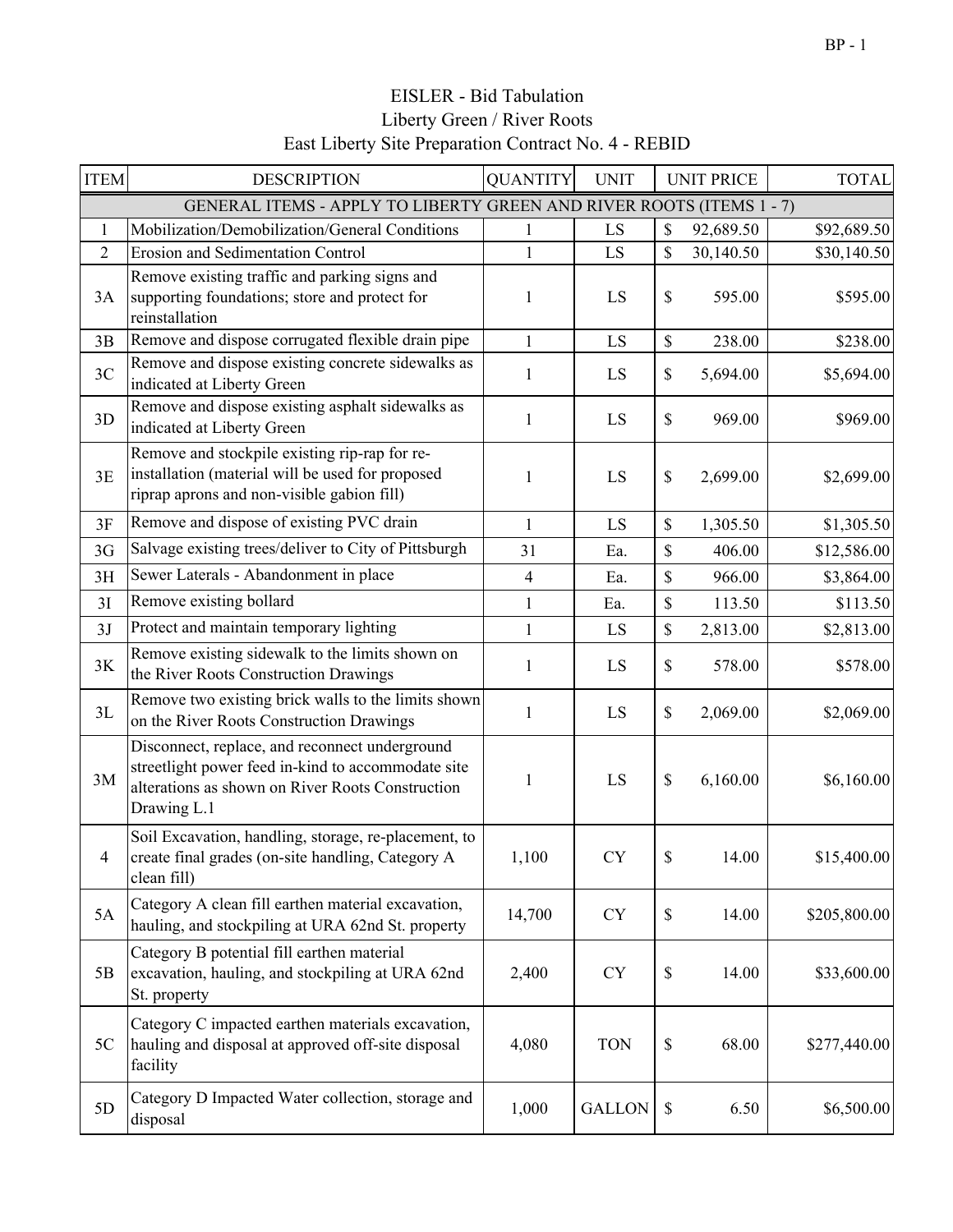# EISLER - Bid Tabulation
## Liberty Green / River Roots
## East Liberty Site Preparation Contract No. 4 - REBID

| ITEM | DESCRIPTION | QUANTITY | UNIT | UNIT PRICE | TOTAL |
|---|---|---|---|---|---|
| GENERAL ITEMS - APPLY TO LIBERTY GREEN AND RIVER ROOTS (ITEMS 1 - 7) | | | | | |
| 1 | Mobilization/Demobilization/General Conditions | 1 | LS | $ 92,689.50 | $92,689.50 |
| 2 | Erosion and Sedimentation Control | 1 | LS | $ 30,140.50 | $30,140.50 |
| 3A | Remove existing traffic and parking signs and supporting foundations; store and protect for reinstallation | 1 | LS | $ 595.00 | $595.00 |
| 3B | Remove and dispose corrugated flexible drain pipe | 1 | LS | $ 238.00 | $238.00 |
| 3C | Remove and dispose existing concrete sidewalks as indicated at Liberty Green | 1 | LS | $ 5,694.00 | $5,694.00 |
| 3D | Remove and dispose existing asphalt sidewalks as indicated at Liberty Green | 1 | LS | $ 969.00 | $969.00 |
| 3E | Remove and stockpile existing rip-rap for re-installation (material will be used for proposed riprap aprons and non-visible gabion fill) | 1 | LS | $ 2,699.00 | $2,699.00 |
| 3F | Remove and dispose of existing PVC drain | 1 | LS | $ 1,305.50 | $1,305.50 |
| 3G | Salvage existing trees/deliver to City of Pittsburgh | 31 | Ea. | $ 406.00 | $12,586.00 |
| 3H | Sewer Laterals - Abandonment in place | 4 | Ea. | $ 966.00 | $3,864.00 |
| 3I | Remove existing bollard | 1 | Ea. | $ 113.50 | $113.50 |
| 3J | Protect and maintain temporary lighting | 1 | LS | $ 2,813.00 | $2,813.00 |
| 3K | Remove existing sidewalk to the limits shown on the River Roots Construction Drawings | 1 | LS | $ 578.00 | $578.00 |
| 3L | Remove two existing brick walls to the limits shown on the River Roots Construction Drawings | 1 | LS | $ 2,069.00 | $2,069.00 |
| 3M | Disconnect, replace, and reconnect underground streetlight power feed in-kind to accommodate site alterations as shown on River Roots Construction Drawing L.1 | 1 | LS | $ 6,160.00 | $6,160.00 |
| 4 | Soil Excavation, handling, storage, re-placement, to create final grades (on-site handling, Category A clean fill) | 1,100 | CY | $ 14.00 | $15,400.00 |
| 5A | Category A clean fill earthen material excavation, hauling, and stockpiling at URA 62nd St. property | 14,700 | CY | $ 14.00 | $205,800.00 |
| 5B | Category B potential fill earthen material excavation, hauling, and stockpiling at URA 62nd St. property | 2,400 | CY | $ 14.00 | $33,600.00 |
| 5C | Category C impacted earthen materials excavation, hauling and disposal at approved off-site disposal facility | 4,080 | TON | $ 68.00 | $277,440.00 |
| 5D | Category D Impacted Water collection, storage and disposal | 1,000 | GALLON | $ 6.50 | $6,500.00 |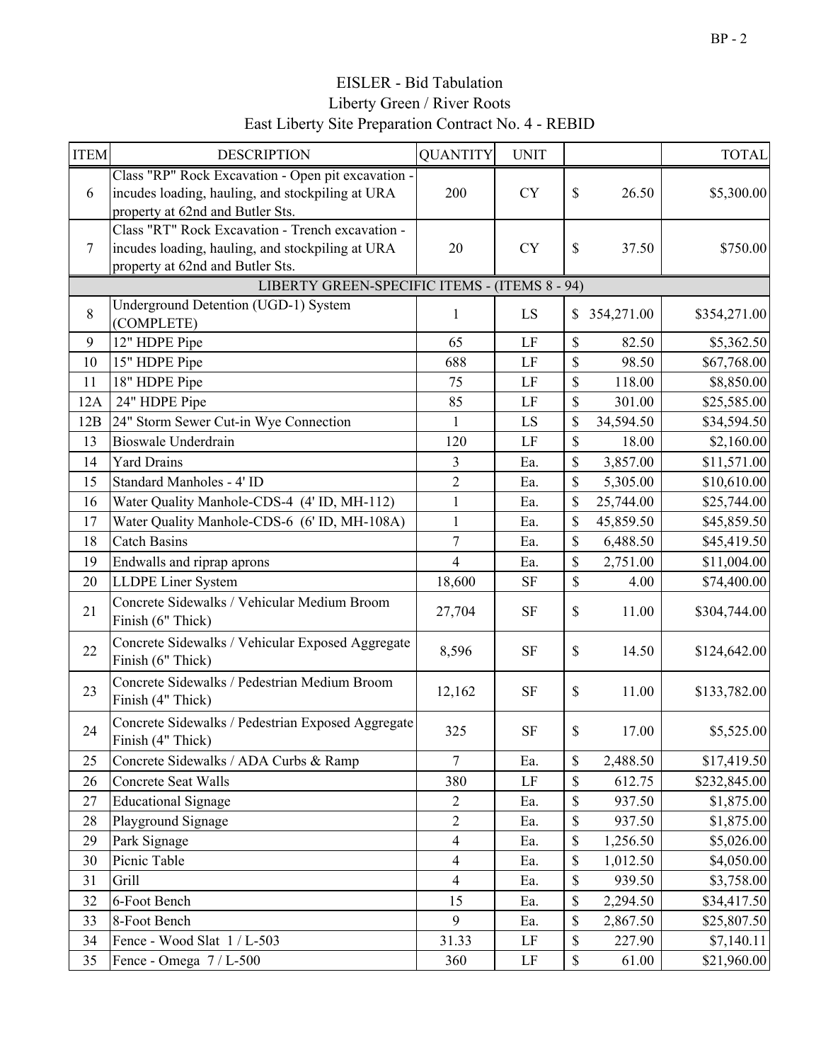# EISLER - Bid Tabulation
## Liberty Green / River Roots
## East Liberty Site Preparation Contract No. 4 - REBID

| ITEM | DESCRIPTION | QUANTITY | UNIT | | TOTAL |
|---|---|---|---|---|---|
| 6 | Class "RP" Rock Excavation - Open pit excavation - incudes loading, hauling, and stockpiling at URA property at 62nd and Butler Sts. | 200 | CY | $ 26.50 | $5,300.00 |
| 7 | Class "RT" Rock Excavation - Trench excavation - incudes loading, hauling, and stockpiling at URA property at 62nd and Butler Sts. | 20 | CY | $ 37.50 | $750.00 |
| | LIBERTY GREEN-SPECIFIC ITEMS - (ITEMS 8 - 94) | | | | |
| 8 | Underground Detention (UGD-1) System (COMPLETE) | 1 | LS | $ 354,271.00 | $354,271.00 |
| 9 | 12" HDPE Pipe | 65 | LF | $ 82.50 | $5,362.50 |
| 10 | 15" HDPE Pipe | 688 | LF | $ 98.50 | $67,768.00 |
| 11 | 18" HDPE Pipe | 75 | LF | $ 118.00 | $8,850.00 |
| 12A | 24" HDPE Pipe | 85 | LF | $ 301.00 | $25,585.00 |
| 12B | 24" Storm Sewer Cut-in Wye Connection | 1 | LS | $ 34,594.50 | $34,594.50 |
| 13 | Bioswale Underdrain | 120 | LF | $ 18.00 | $2,160.00 |
| 14 | Yard Drains | 3 | Ea. | $ 3,857.00 | $11,571.00 |
| 15 | Standard Manholes - 4' ID | 2 | Ea. | $ 5,305.00 | $10,610.00 |
| 16 | Water Quality Manhole-CDS-4 (4' ID, MH-112) | 1 | Ea. | $ 25,744.00 | $25,744.00 |
| 17 | Water Quality Manhole-CDS-6 (6' ID, MH-108A) | 1 | Ea. | $ 45,859.50 | $45,859.50 |
| 18 | Catch Basins | 7 | Ea. | $ 6,488.50 | $45,419.50 |
| 19 | Endwalls and riprap aprons | 4 | Ea. | $ 2,751.00 | $11,004.00 |
| 20 | LLDPE Liner System | 18,600 | SF | $ 4.00 | $74,400.00 |
| 21 | Concrete Sidewalks / Vehicular Medium Broom Finish (6" Thick) | 27,704 | SF | $ 11.00 | $304,744.00 |
| 22 | Concrete Sidewalks / Vehicular Exposed Aggregate Finish (6" Thick) | 8,596 | SF | $ 14.50 | $124,642.00 |
| 23 | Concrete Sidewalks / Pedestrian Medium Broom Finish (4" Thick) | 12,162 | SF | $ 11.00 | $133,782.00 |
| 24 | Concrete Sidewalks / Pedestrian Exposed Aggregate Finish (4" Thick) | 325 | SF | $ 17.00 | $5,525.00 |
| 25 | Concrete Sidewalks / ADA Curbs & Ramp | 7 | Ea. | $ 2,488.50 | $17,419.50 |
| 26 | Concrete Seat Walls | 380 | LF | $ 612.75 | $232,845.00 |
| 27 | Educational Signage | 2 | Ea. | $ 937.50 | $1,875.00 |
| 28 | Playground Signage | 2 | Ea. | $ 937.50 | $1,875.00 |
| 29 | Park Signage | 4 | Ea. | $ 1,256.50 | $5,026.00 |
| 30 | Picnic Table | 4 | Ea. | $ 1,012.50 | $4,050.00 |
| 31 | Grill | 4 | Ea. | $ 939.50 | $3,758.00 |
| 32 | 6-Foot Bench | 15 | Ea. | $ 2,294.50 | $34,417.50 |
| 33 | 8-Foot Bench | 9 | Ea. | $ 2,867.50 | $25,807.50 |
| 34 | Fence - Wood Slat 1 / L-503 | 31.33 | LF | $ 227.90 | $7,140.11 |
| 35 | Fence - Omega 7 / L-500 | 360 | LF | $ 61.00 | $21,960.00 |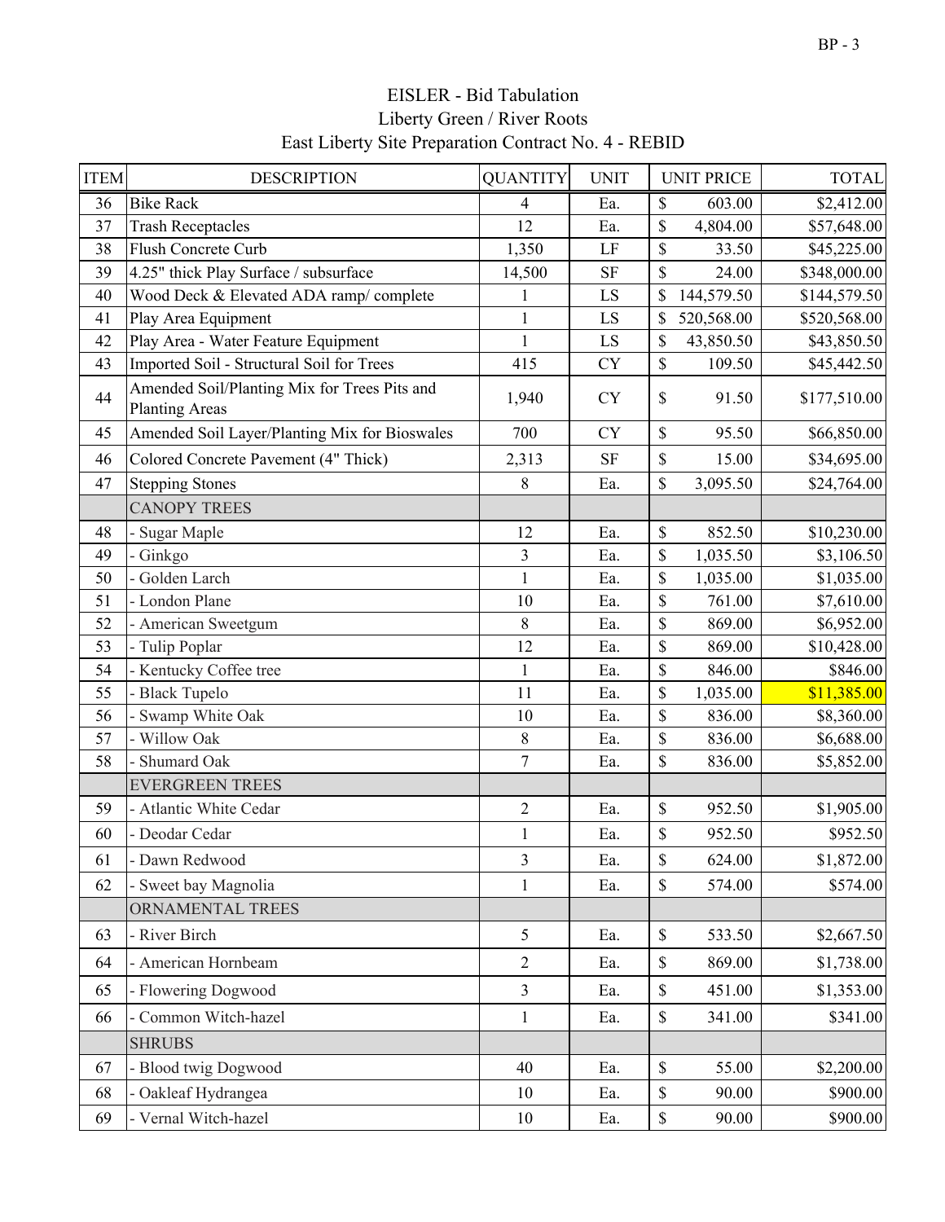# EISLER - Bid Tabulation
## Liberty Green / River Roots
## East Liberty Site Preparation Contract No. 4 - REBID

| ITEM | DESCRIPTION | QUANTITY | UNIT | UNIT PRICE | TOTAL |
|---|---|---|---|---|---|
| 36 | Bike Rack | 4 | Ea. | $ 603.00 | $2,412.00 |
| 37 | Trash Receptacles | 12 | Ea. | $ 4,804.00 | $57,648.00 |
| 38 | Flush Concrete Curb | 1,350 | LF | $ 33.50 | $45,225.00 |
| 39 | 4.25" thick Play Surface / subsurface | 14,500 | SF | $ 24.00 | $348,000.00 |
| 40 | Wood Deck & Elevated ADA ramp/ complete | 1 | LS | $ 144,579.50 | $144,579.50 |
| 41 | Play Area Equipment | 1 | LS | $ 520,568.00 | $520,568.00 |
| 42 | Play Area - Water Feature Equipment | 1 | LS | $ 43,850.50 | $43,850.50 |
| 43 | Imported Soil - Structural Soil for Trees | 415 | CY | $ 109.50 | $45,442.50 |
| 44 | Amended Soil/Planting Mix for Trees Pits and Planting Areas | 1,940 | CY | $ 91.50 | $177,510.00 |
| 45 | Amended Soil Layer/Planting Mix for Bioswales | 700 | CY | $ 95.50 | $66,850.00 |
| 46 | Colored Concrete Pavement (4" Thick) | 2,313 | SF | $ 15.00 | $34,695.00 |
| 47 | Stepping Stones | 8 | Ea. | $ 3,095.50 | $24,764.00 |
| | CANOPY TREES | | | | |
| 48 | - Sugar Maple | 12 | Ea. | $ 852.50 | $10,230.00 |
| 49 | - Ginkgo | 3 | Ea. | $ 1,035.50 | $3,106.50 |
| 50 | - Golden Larch | 1 | Ea. | $ 1,035.00 | $1,035.00 |
| 51 | - London Plane | 10 | Ea. | $ 761.00 | $7,610.00 |
| 52 | - American Sweetgum | 8 | Ea. | $ 869.00 | $6,952.00 |
| 53 | - Tulip Poplar | 12 | Ea. | $ 869.00 | $10,428.00 |
| 54 | - Kentucky Coffee tree | 1 | Ea. | $ 846.00 | $846.00 |
| 55 | - Black Tupelo | 11 | Ea. | $ 1,035.00 | $11,385.00 |
| 56 | - Swamp White Oak | 10 | Ea. | $ 836.00 | $8,360.00 |
| 57 | - Willow Oak | 8 | Ea. | $ 836.00 | $6,688.00 |
| 58 | - Shumard Oak | 7 | Ea. | $ 836.00 | $5,852.00 |
| | EVERGREEN TREES | | | | |
| 59 | - Atlantic White Cedar | 2 | Ea. | $ 952.50 | $1,905.00 |
| 60 | - Deodar Cedar | 1 | Ea. | $ 952.50 | $952.50 |
| 61 | - Dawn Redwood | 3 | Ea. | $ 624.00 | $1,872.00 |
| 62 | - Sweet bay Magnolia | 1 | Ea. | $ 574.00 | $574.00 |
| | ORNAMENTAL TREES | | | | |
| 63 | - River Birch | 5 | Ea. | $ 533.50 | $2,667.50 |
| 64 | - American Hornbeam | 2 | Ea. | $ 869.00 | $1,738.00 |
| 65 | - Flowering Dogwood | 3 | Ea. | $ 451.00 | $1,353.00 |
| 66 | - Common Witch-hazel | 1 | Ea. | $ 341.00 | $341.00 |
| | SHRUBS | | | | |
| 67 | - Blood twig Dogwood | 40 | Ea. | $ 55.00 | $2,200.00 |
| 68 | - Oakleaf Hydrangea | 10 | Ea. | $ 90.00 | $900.00 |
| 69 | - Vernal Witch-hazel | 10 | Ea. | $ 90.00 | $900.00 |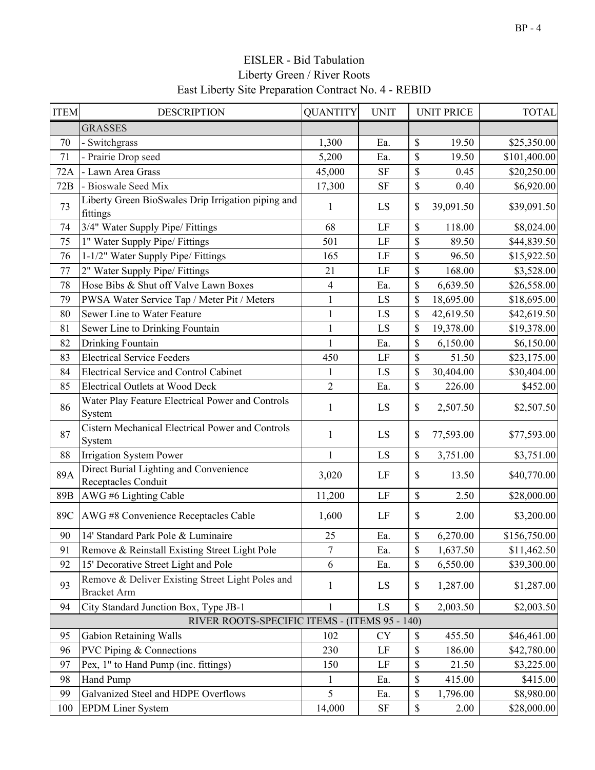EISLER - Bid Tabulation
Liberty Green / River Roots
East Liberty Site Preparation Contract No. 4 - REBID

| ITEM | DESCRIPTION | QUANTITY | UNIT | UNIT PRICE | TOTAL |
|---|---|---|---|---|---|
| | GRASSES | | | | |
| 70 | - Switchgrass | 1,300 | Ea. | $ 19.50 | $25,350.00 |
| 71 | - Prairie Drop seed | 5,200 | Ea. | $ 19.50 | $101,400.00 |
| 72A | - Lawn Area Grass | 45,000 | SF | $ 0.45 | $20,250.00 |
| 72B | - Bioswale Seed Mix | 17,300 | SF | $ 0.40 | $6,920.00 |
| 73 | Liberty Green BioSwales Drip Irrigation piping and fittings | 1 | LS | $ 39,091.50 | $39,091.50 |
| 74 | 3/4" Water Supply Pipe/ Fittings | 68 | LF | $ 118.00 | $8,024.00 |
| 75 | 1" Water Supply Pipe/ Fittings | 501 | LF | $ 89.50 | $44,839.50 |
| 76 | 1-1/2" Water Supply Pipe/ Fittings | 165 | LF | $ 96.50 | $15,922.50 |
| 77 | 2" Water Supply Pipe/ Fittings | 21 | LF | $ 168.00 | $3,528.00 |
| 78 | Hose Bibs & Shut off Valve Lawn Boxes | 4 | Ea. | $ 6,639.50 | $26,558.00 |
| 79 | PWSA Water Service Tap / Meter Pit / Meters | 1 | LS | $ 18,695.00 | $18,695.00 |
| 80 | Sewer Line to Water Feature | 1 | LS | $ 42,619.50 | $42,619.50 |
| 81 | Sewer Line to Drinking Fountain | 1 | LS | $ 19,378.00 | $19,378.00 |
| 82 | Drinking Fountain | 1 | Ea. | $ 6,150.00 | $6,150.00 |
| 83 | Electrical Service Feeders | 450 | LF | $ 51.50 | $23,175.00 |
| 84 | Electrical Service and Control Cabinet | 1 | LS | $ 30,404.00 | $30,404.00 |
| 85 | Electrical Outlets at Wood Deck | 2 | Ea. | $ 226.00 | $452.00 |
| 86 | Water Play Feature Electrical Power and Controls System | 1 | LS | $ 2,507.50 | $2,507.50 |
| 87 | Cistern Mechanical Electrical Power and Controls System | 1 | LS | $ 77,593.00 | $77,593.00 |
| 88 | Irrigation System Power | 1 | LS | $ 3,751.00 | $3,751.00 |
| 89A | Direct Burial Lighting and Convenience Receptacles Conduit | 3,020 | LF | $ 13.50 | $40,770.00 |
| 89B | AWG #6 Lighting Cable | 11,200 | LF | $ 2.50 | $28,000.00 |
| 89C | AWG #8 Convenience Receptacles Cable | 1,600 | LF | $ 2.00 | $3,200.00 |
| 90 | 14' Standard Park Pole & Luminaire | 25 | Ea. | $ 6,270.00 | $156,750.00 |
| 91 | Remove & Reinstall Existing Street Light Pole | 7 | Ea. | $ 1,637.50 | $11,462.50 |
| 92 | 15' Decorative Street Light and Pole | 6 | Ea. | $ 6,550.00 | $39,300.00 |
| 93 | Remove & Deliver Existing Street Light Poles and Bracket Arm | 1 | LS | $ 1,287.00 | $1,287.00 |
| 94 | City Standard Junction Box, Type JB-1 | 1 | LS | $ 2,003.50 | $2,003.50 |
| | RIVER ROOTS-SPECIFIC ITEMS - (ITEMS 95 - 140) | | | | |
| 95 | Gabion Retaining Walls | 102 | CY | $ 455.50 | $46,461.00 |
| 96 | PVC Piping & Connections | 230 | LF | $ 186.00 | $42,780.00 |
| 97 | Pex, 1" to Hand Pump (inc. fittings) | 150 | LF | $ 21.50 | $3,225.00 |
| 98 | Hand Pump | 1 | Ea. | $ 415.00 | $415.00 |
| 99 | Galvanized Steel and HDPE Overflows | 5 | Ea. | $ 1,796.00 | $8,980.00 |
| 100 | EPDM Liner System | 14,000 | SF | $ 2.00 | $28,000.00 |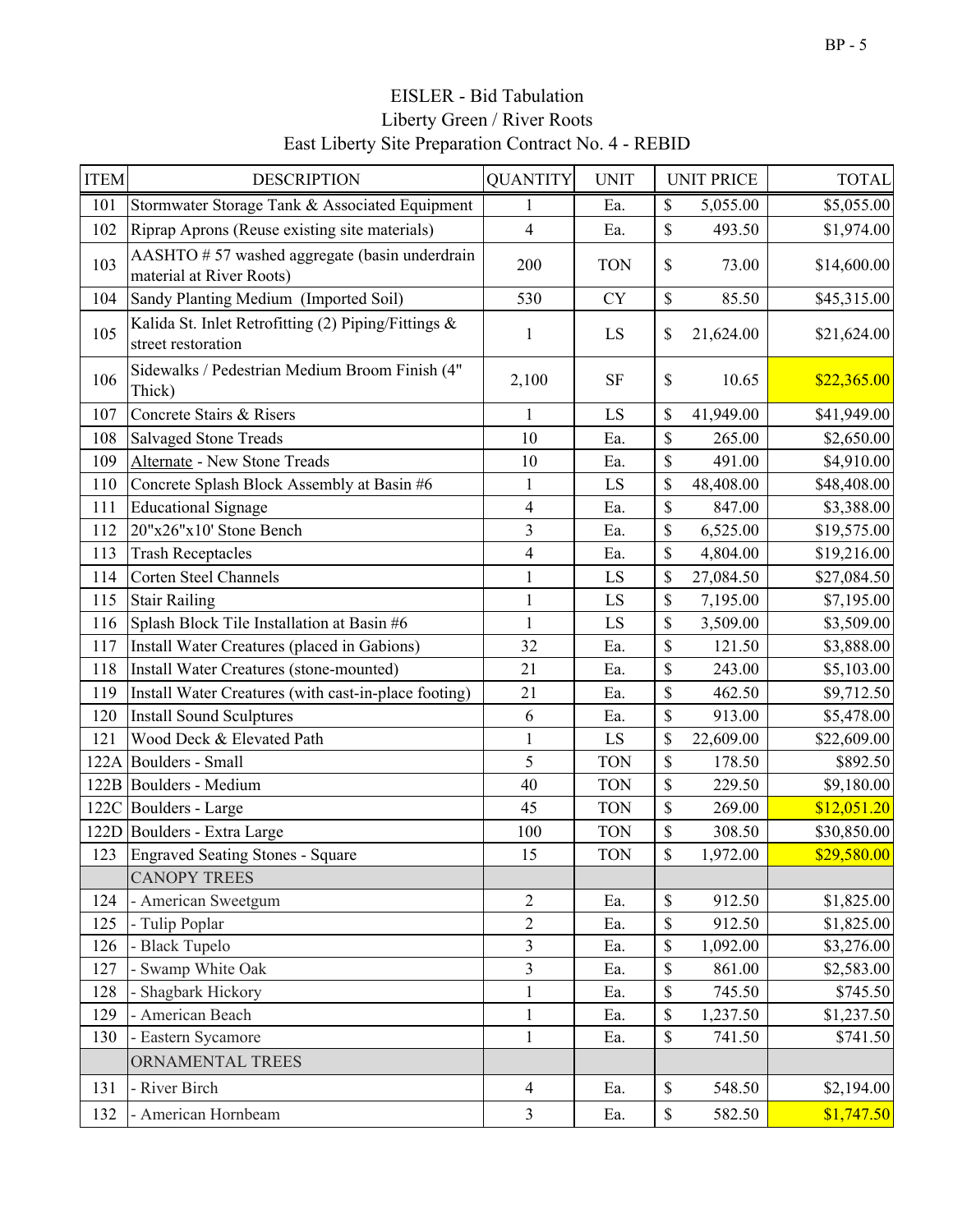# EISLER - Bid Tabulation

## Liberty Green / River Roots

## East Liberty Site Preparation Contract No. 4 - REBID

| ITEM | DESCRIPTION | QUANTITY | UNIT | UNIT PRICE | TOTAL |
|---|---|---|---|---|---|
| 101 | Stormwater Storage Tank & Associated Equipment | 1 | Ea. | $ 5,055.00 | $5,055.00 |
| 102 | Riprap Aprons (Reuse existing site materials) | 4 | Ea. | $ 493.50 | $1,974.00 |
| 103 | AASHTO # 57 washed aggregate (basin underdrain material at River Roots) | 200 | TON | $ 73.00 | $14,600.00 |
| 104 | Sandy Planting Medium (Imported Soil) | 530 | CY | $ 85.50 | $45,315.00 |
| 105 | Kalida St. Inlet Retrofitting (2) Piping/Fittings & street restoration | 1 | LS | $ 21,624.00 | $21,624.00 |
| 106 | Sidewalks / Pedestrian Medium Broom Finish (4" Thick) | 2,100 | SF | $ 10.65 | $22,365.00 |
| 107 | Concrete Stairs & Risers | 1 | LS | $ 41,949.00 | $41,949.00 |
| 108 | Salvaged Stone Treads | 10 | Ea. | $ 265.00 | $2,650.00 |
| 109 | Alternate - New Stone Treads | 10 | Ea. | $ 491.00 | $4,910.00 |
| 110 | Concrete Splash Block Assembly at Basin #6 | 1 | LS | $ 48,408.00 | $48,408.00 |
| 111 | Educational Signage | 4 | Ea. | $ 847.00 | $3,388.00 |
| 112 | 20"x26"x10' Stone Bench | 3 | Ea. | $ 6,525.00 | $19,575.00 |
| 113 | Trash Receptacles | 4 | Ea. | $ 4,804.00 | $19,216.00 |
| 114 | Corten Steel Channels | 1 | LS | $ 27,084.50 | $27,084.50 |
| 115 | Stair Railing | 1 | LS | $ 7,195.00 | $7,195.00 |
| 116 | Splash Block Tile Installation at Basin #6 | 1 | LS | $ 3,509.00 | $3,509.00 |
| 117 | Install Water Creatures (placed in Gabions) | 32 | Ea. | $ 121.50 | $3,888.00 |
| 118 | Install Water Creatures (stone-mounted) | 21 | Ea. | $ 243.00 | $5,103.00 |
| 119 | Install Water Creatures (with cast-in-place footing) | 21 | Ea. | $ 462.50 | $9,712.50 |
| 120 | Install Sound Sculptures | 6 | Ea. | $ 913.00 | $5,478.00 |
| 121 | Wood Deck & Elevated Path | 1 | LS | $ 22,609.00 | $22,609.00 |
| 122A | Boulders - Small | 5 | TON | $ 178.50 | $892.50 |
| 122B | Boulders - Medium | 40 | TON | $ 229.50 | $9,180.00 |
| 122C | Boulders - Large | 45 | TON | $ 269.00 | $12,051.20 |
| 122D | Boulders - Extra Large | 100 | TON | $ 308.50 | $30,850.00 |
| 123 | Engraved Seating Stones - Square | 15 | TON | $ 1,972.00 | $29,580.00 |
| | CANOPY TREES | | | | |
| 124 | - American Sweetgum | 2 | Ea. | $ 912.50 | $1,825.00 |
| 125 | - Tulip Poplar | 2 | Ea. | $ 912.50 | $1,825.00 |
| 126 | - Black Tupelo | 3 | Ea. | $ 1,092.00 | $3,276.00 |
| 127 | - Swamp White Oak | 3 | Ea. | $ 861.00 | $2,583.00 |
| 128 | - Shagbark Hickory | 1 | Ea. | $ 745.50 | $745.50 |
| 129 | - American Beach | 1 | Ea. | $ 1,237.50 | $1,237.50 |
| 130 | - Eastern Sycamore | 1 | Ea. | $ 741.50 | $741.50 |
| | ORNAMENTAL TREES | | | | |
| 131 | - River Birch | 4 | Ea. | $ 548.50 | $2,194.00 |
| 132 | - American Hornbeam | 3 | Ea. | $ 582.50 | $1,747.50 |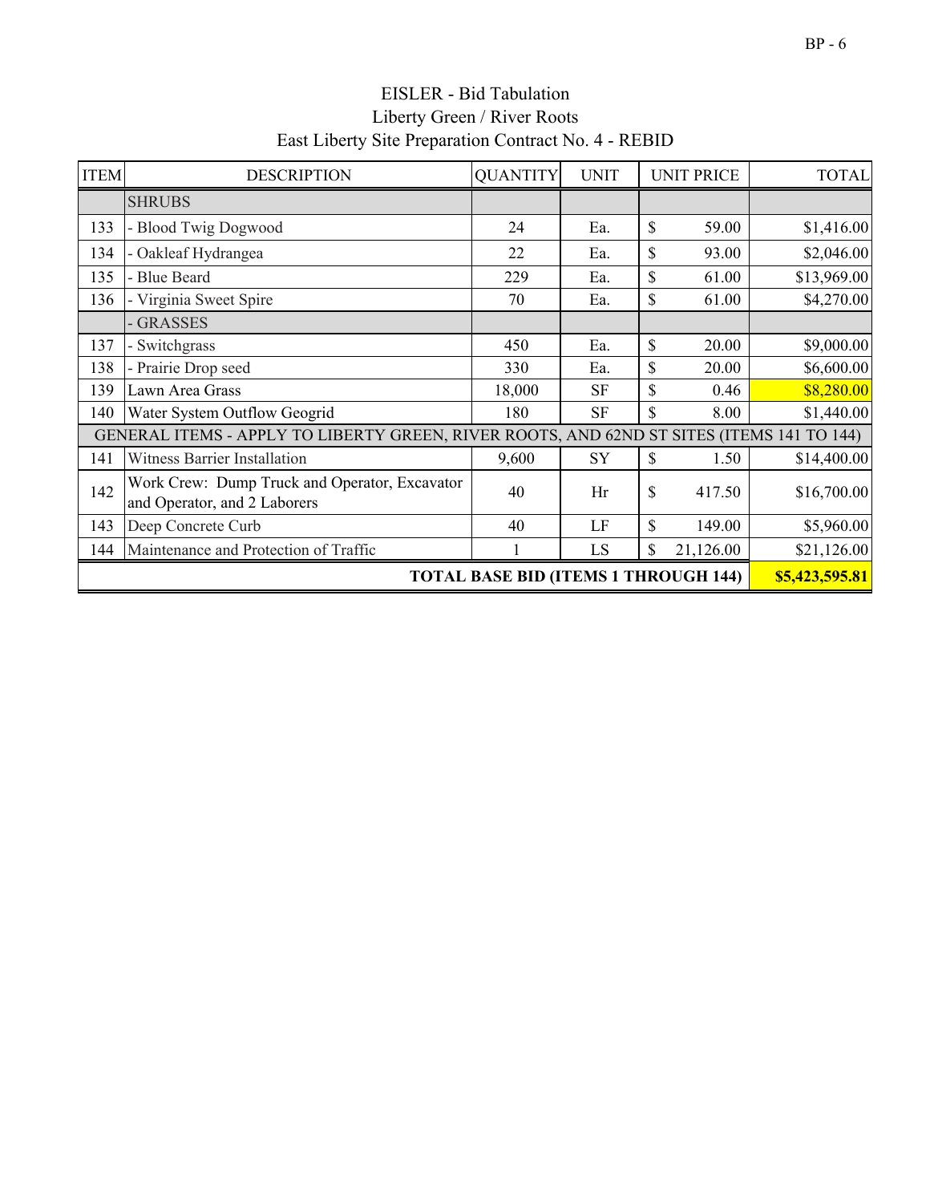EISLER - Bid Tabulation
Liberty Green / River Roots
East Liberty Site Preparation Contract No. 4 - REBID

| ITEM | DESCRIPTION | QUANTITY | UNIT | UNIT PRICE | TOTAL |
|---|---|---|---|---|---|
| | SHRUBS | | | | |
| 133 | - Blood Twig Dogwood | 24 | Ea. | $ 59.00 | $1,416.00 |
| 134 | - Oakleaf Hydrangea | 22 | Ea. | $ 93.00 | $2,046.00 |
| 135 | - Blue Beard | 229 | Ea. | $ 61.00 | $13,969.00 |
| 136 | - Virginia Sweet Spire | 70 | Ea. | $ 61.00 | $4,270.00 |
| | - GRASSES | | | | |
| 137 | - Switchgrass | 450 | Ea. | $ 20.00 | $9,000.00 |
| 138 | - Prairie Drop seed | 330 | Ea. | $ 20.00 | $6,600.00 |
| 139 | Lawn Area Grass | 18,000 | SF | $ 0.46 | $8,280.00 |
| 140 | Water System Outflow Geogrid | 180 | SF | $ 8.00 | $1,440.00 |
| GENERAL ITEMS - APPLY TO LIBERTY GREEN, RIVER ROOTS, AND 62ND ST SITES (ITEMS 141 TO 144) | | | | | |
| 141 | Witness Barrier Installation | 9,600 | SY | $ 1.50 | $14,400.00 |
| 142 | Work Crew: Dump Truck and Operator, Excavator and Operator, and 2 Laborers | 40 | Hr | $ 417.50 | $16,700.00 |
| 143 | Deep Concrete Curb | 40 | LF | $ 149.00 | $5,960.00 |
| 144 | Maintenance and Protection of Traffic | 1 | LS | $ 21,126.00 | $21,126.00 |
| **TOTAL BASE BID (ITEMS 1 THROUGH 144)** | | | | | **$5,423,595.81** |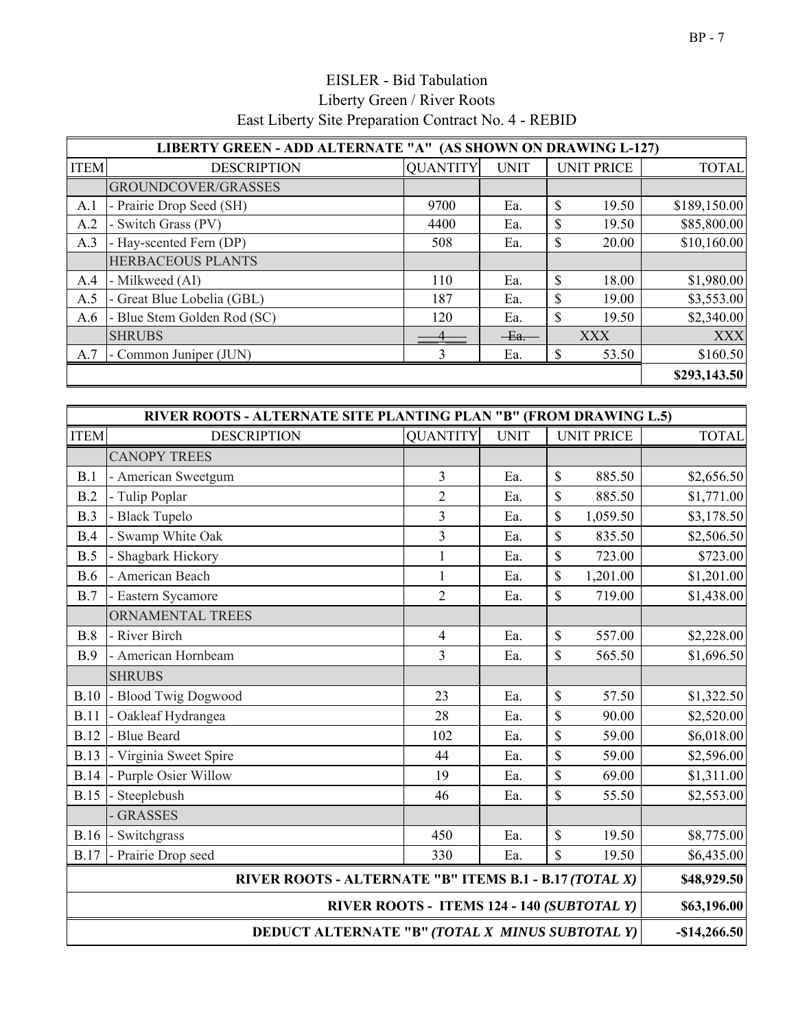# EISLER - Bid Tabulation
## Liberty Green / River Roots
## East Liberty Site Preparation Contract No. 4 - REBID

| LIBERTY GREEN - ADD ALTERNATE "A" (AS SHOWN ON DRAWING L-127) | | | | | |
|---|---|---|---|---|---|
| ITEM | DESCRIPTION | QUANTITY | UNIT | UNIT PRICE | TOTAL |
| | GROUNDCOVER/GRASSES | | | | |
| A.1 | - Prairie Drop Seed (SH) | 9700 | Ea. | $ 19.50 | $189,150.00 |
| A.2 | - Switch Grass (PV) | 4400 | Ea. | $ 19.50 | $85,800.00 |
| A.3 | - Hay-scented Fern (DP) | 508 | Ea. | $ 20.00 | $10,160.00 |
| | HERBACEOUS PLANTS | | | | |
| A.4 | - Milkweed (AI) | 110 | Ea. | $ 18.00 | $1,980.00 |
| A.5 | - Great Blue Lobelia (GBL) | 187 | Ea. | $ 19.00 | $3,553.00 |
| A.6 | - Blue Stem Golden Rod (SC) | 120 | Ea. | $ 19.50 | $2,340.00 |
| | SHRUBS | ~~4~~ | ~~Ea.~~ | XXX | XXX |
| A.7 | - Common Juniper (JUN) | 3 | Ea. | $ 53.50 | $160.50 |
| | | | | | **$293,143.50** |

| RIVER ROOTS - ALTERNATE SITE PLANTING PLAN "B" (FROM DRAWING L.5) | | | | | |
|---|---|---|---|---|---|
| ITEM | DESCRIPTION | QUANTITY | UNIT | UNIT PRICE | TOTAL |
| | CANOPY TREES | | | | |
| B.1 | - American Sweetgum | 3 | Ea. | $ 885.50 | $2,656.50 |
| B.2 | - Tulip Poplar | 2 | Ea. | $ 885.50 | $1,771.00 |
| B.3 | - Black Tupelo | 3 | Ea. | $ 1,059.50 | $3,178.50 |
| B.4 | - Swamp White Oak | 3 | Ea. | $ 835.50 | $2,506.50 |
| B.5 | - Shagbark Hickory | 1 | Ea. | $ 723.00 | $723.00 |
| B.6 | - American Beach | 1 | Ea. | $ 1,201.00 | $1,201.00 |
| B.7 | - Eastern Sycamore | 2 | Ea. | $ 719.00 | $1,438.00 |
| | ORNAMENTAL TREES | | | | |
| B.8 | - River Birch | 4 | Ea. | $ 557.00 | $2,228.00 |
| B.9 | - American Hornbeam | 3 | Ea. | $ 565.50 | $1,696.50 |
| | SHRUBS | | | | |
| B.10 | - Blood Twig Dogwood | 23 | Ea. | $ 57.50 | $1,322.50 |
| B.11 | - Oakleaf Hydrangea | 28 | Ea. | $ 90.00 | $2,520.00 |
| B.12 | - Blue Beard | 102 | Ea. | $ 59.00 | $6,018.00 |
| B.13 | - Virginia Sweet Spire | 44 | Ea. | $ 59.00 | $2,596.00 |
| B.14 | - Purple Osier Willow | 19 | Ea. | $ 69.00 | $1,311.00 |
| B.15 | - Steeplebush | 46 | Ea. | $ 55.50 | $2,553.00 |
| | - GRASSES | | | | |
| B.16 | - Switchgrass | 450 | Ea. | $ 19.50 | $8,775.00 |
| B.17 | - Prairie Drop seed | 330 | Ea. | $ 19.50 | $6,435.00 |
| | **RIVER ROOTS - ALTERNATE "B" ITEMS B.1 - B.17 *(TOTAL X)*** | | | | **$48,929.50** |
| | **RIVER ROOTS - ITEMS 124 - 140 *(SUBTOTAL Y)*** | | | | **$63,196.00** |
| | **DEDUCT ALTERNATE "B" *(TOTAL X MINUS SUBTOTAL Y)*** | | | | **-$14,266.50** |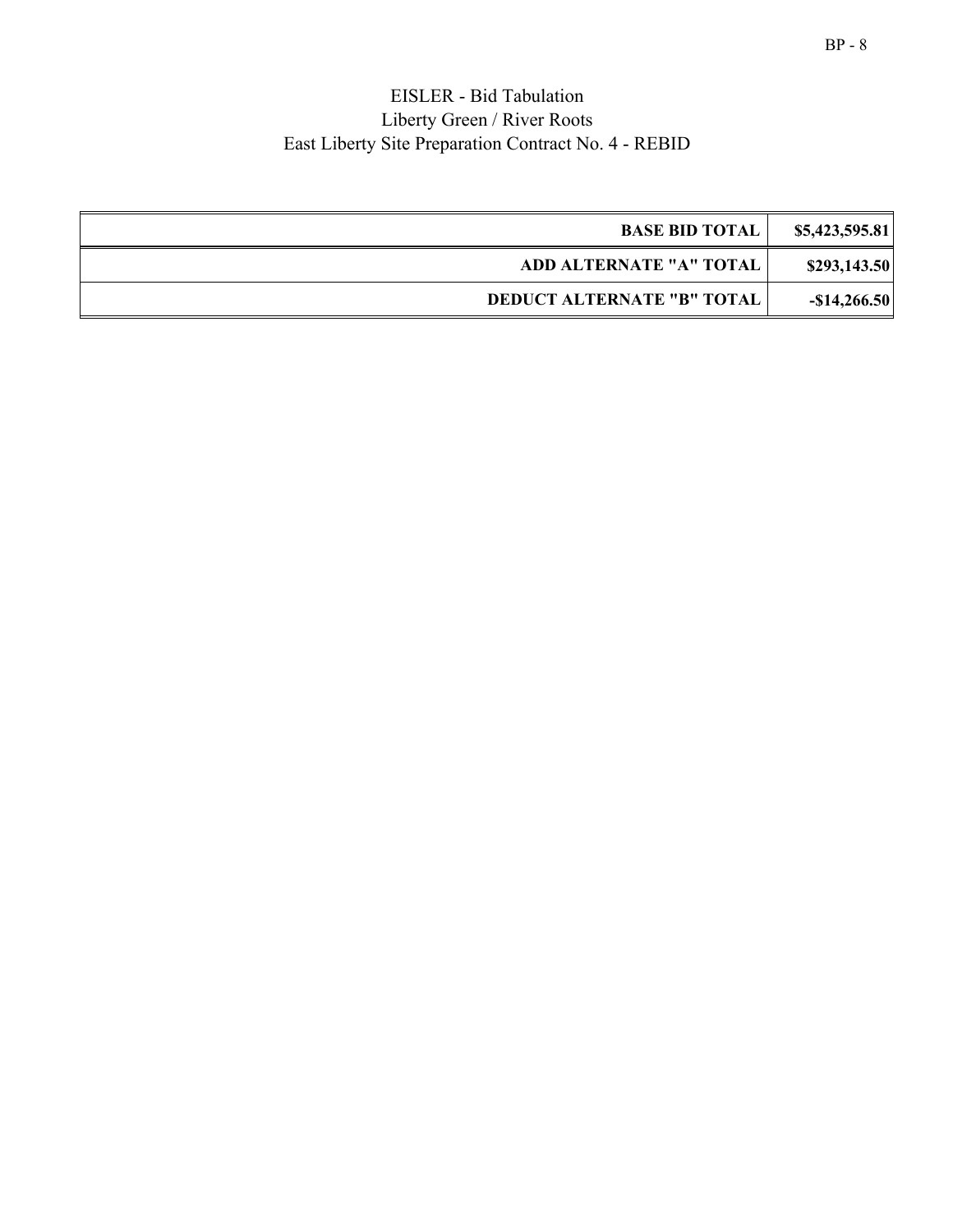EISLER - Bid Tabulation
Liberty Green / River Roots
East Liberty Site Preparation Contract No. 4 - REBID

| | |
|---|---|
| **BASE BID TOTAL** | **$5,423,595.81** |
| **ADD ALTERNATE "A" TOTAL** | **$293,143.50** |
| **DEDUCT ALTERNATE "B" TOTAL** | **-$14,266.50** |